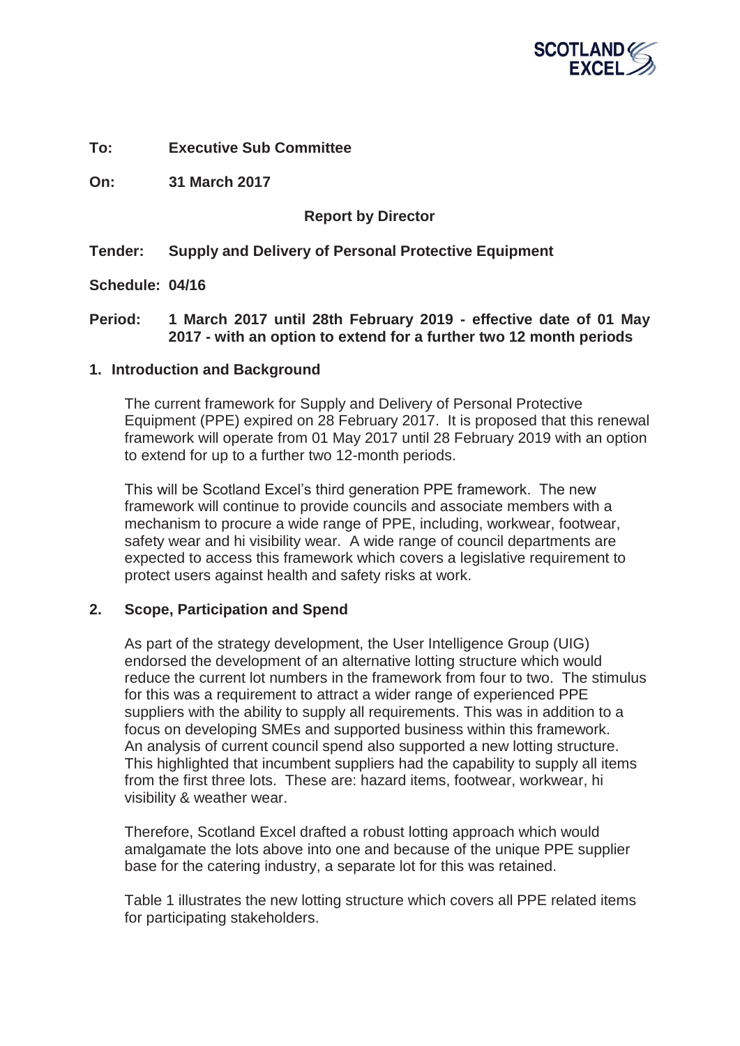**To:** **Executive Sub Committee**

**On:** **31 March 2017**

**Report by Director**

**Tender:** **Supply and Delivery of Personal Protective Equipment**

**Schedule: 04/16**

**Period:** **1 March 2017 until 28th February 2019 - effective date of 01 May 2017 - with an option to extend for a further two 12 month periods**

## 1. Introduction and Background

The current framework for Supply and Delivery of Personal Protective Equipment (PPE) expired on 28 February 2017. It is proposed that this renewal framework will operate from 01 May 2017 until 28 February 2019 with an option to extend for up to a further two 12-month periods.

This will be Scotland Excel's third generation PPE framework. The new framework will continue to provide councils and associate members with a mechanism to procure a wide range of PPE, including, workwear, footwear, safety wear and hi visibility wear. A wide range of council departments are expected to access this framework which covers a legislative requirement to protect users against health and safety risks at work.

## 2. Scope, Participation and Spend

As part of the strategy development, the User Intelligence Group (UIG) endorsed the development of an alternative lotting structure which would reduce the current lot numbers in the framework from four to two. The stimulus for this was a requirement to attract a wider range of experienced PPE suppliers with the ability to supply all requirements. This was in addition to a focus on developing SMEs and supported business within this framework. An analysis of current council spend also supported a new lotting structure. This highlighted that incumbent suppliers had the capability to supply all items from the first three lots. These are: hazard items, footwear, workwear, hi visibility & weather wear.

Therefore, Scotland Excel drafted a robust lotting approach which would amalgamate the lots above into one and because of the unique PPE supplier base for the catering industry, a separate lot for this was retained.

Table 1 illustrates the new lotting structure which covers all PPE related items for participating stakeholders.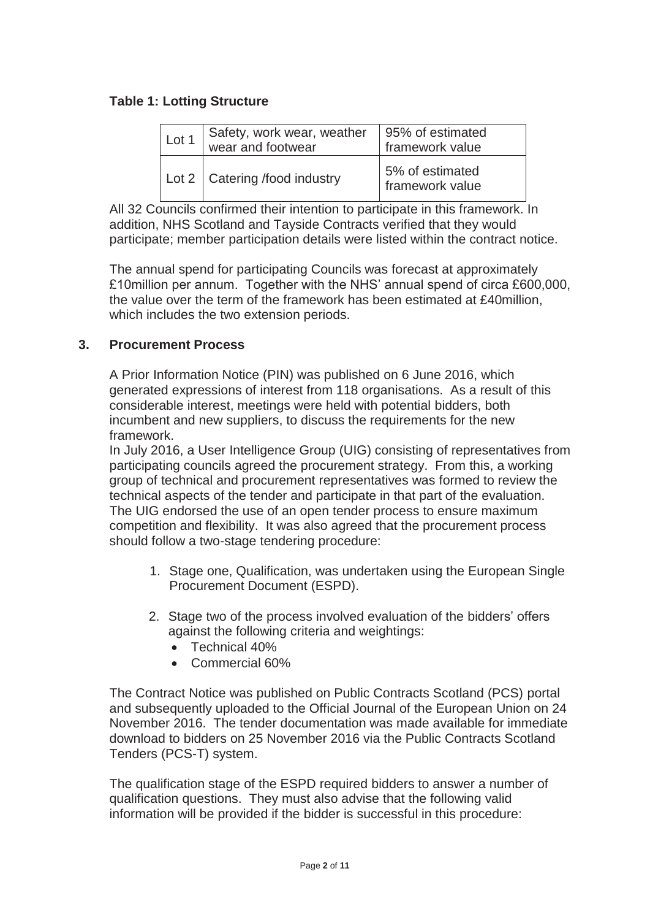**Table 1: Lotting Structure**

| | | |
|---|---|---|
| Lot 1 | Safety, work wear, weather wear and footwear | 95% of estimated framework value |
| Lot 2 | Catering /food industry | 5% of estimated framework value |

All 32 Councils confirmed their intention to participate in this framework. In addition, NHS Scotland and Tayside Contracts verified that they would participate; member participation details were listed within the contract notice.

The annual spend for participating Councils was forecast at approximately £10million per annum. Together with the NHS' annual spend of circa £600,000, the value over the term of the framework has been estimated at £40million, which includes the two extension periods.

## 3. Procurement Process

A Prior Information Notice (PIN) was published on 6 June 2016, which generated expressions of interest from 118 organisations. As a result of this considerable interest, meetings were held with potential bidders, both incumbent and new suppliers, to discuss the requirements for the new framework.

In July 2016, a User Intelligence Group (UIG) consisting of representatives from participating councils agreed the procurement strategy. From this, a working group of technical and procurement representatives was formed to review the technical aspects of the tender and participate in that part of the evaluation. The UIG endorsed the use of an open tender process to ensure maximum competition and flexibility. It was also agreed that the procurement process should follow a two-stage tendering procedure:

1. Stage one, Qualification, was undertaken using the European Single Procurement Document (ESPD).
2. Stage two of the process involved evaluation of the bidders' offers against the following criteria and weightings:
   - Technical 40%
   - Commercial 60%

The Contract Notice was published on Public Contracts Scotland (PCS) portal and subsequently uploaded to the Official Journal of the European Union on 24 November 2016. The tender documentation was made available for immediate download to bidders on 25 November 2016 via the Public Contracts Scotland Tenders (PCS-T) system.

The qualification stage of the ESPD required bidders to answer a number of qualification questions. They must also advise that the following valid information will be provided if the bidder is successful in this procedure: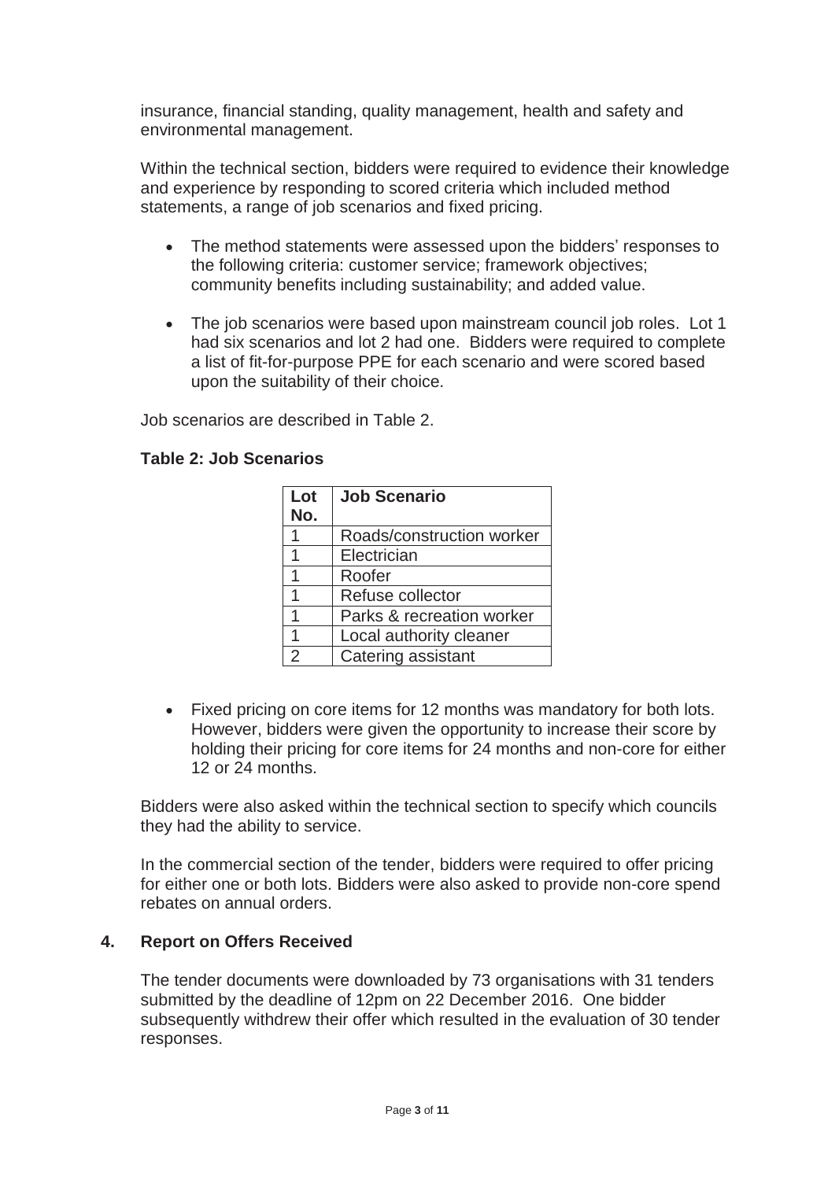insurance, financial standing, quality management, health and safety and environmental management.

Within the technical section, bidders were required to evidence their knowledge and experience by responding to scored criteria which included method statements, a range of job scenarios and fixed pricing.

- The method statements were assessed upon the bidders' responses to the following criteria: customer service; framework objectives; community benefits including sustainability; and added value.
- The job scenarios were based upon mainstream council job roles. Lot 1 had six scenarios and lot 2 had one. Bidders were required to complete a list of fit-for-purpose PPE for each scenario and were scored based upon the suitability of their choice.

Job scenarios are described in Table 2.

**Table 2: Job Scenarios**

| Lot No. | Job Scenario |
|---|---|
| 1 | Roads/construction worker |
| 1 | Electrician |
| 1 | Roofer |
| 1 | Refuse collector |
| 1 | Parks & recreation worker |
| 1 | Local authority cleaner |
| 2 | Catering assistant |

- Fixed pricing on core items for 12 months was mandatory for both lots. However, bidders were given the opportunity to increase their score by holding their pricing for core items for 24 months and non-core for either 12 or 24 months.

Bidders were also asked within the technical section to specify which councils they had the ability to service.

In the commercial section of the tender, bidders were required to offer pricing for either one or both lots. Bidders were also asked to provide non-core spend rebates on annual orders.

## 4. Report on Offers Received

The tender documents were downloaded by 73 organisations with 31 tenders submitted by the deadline of 12pm on 22 December 2016. One bidder subsequently withdrew their offer which resulted in the evaluation of 30 tender responses.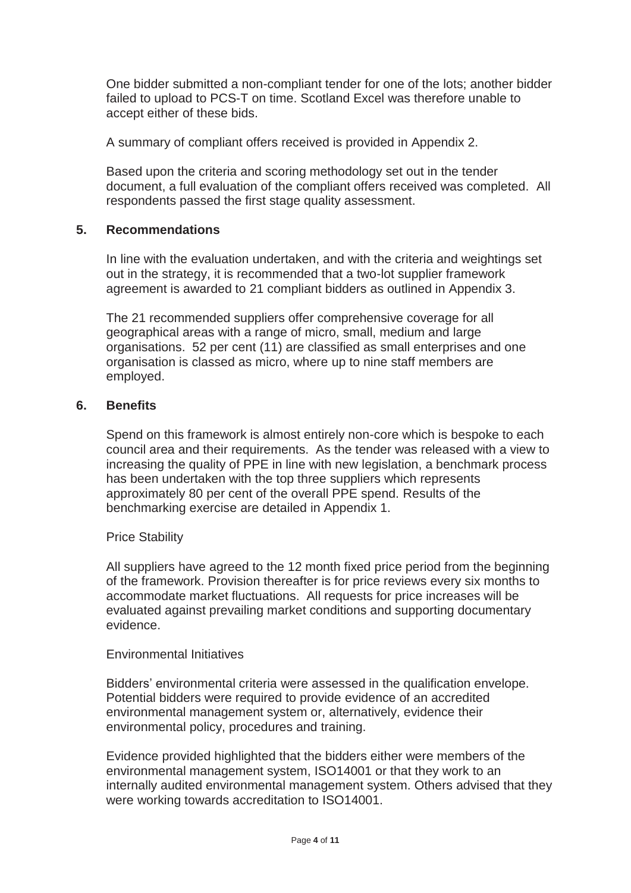One bidder submitted a non-compliant tender for one of the lots; another bidder failed to upload to PCS-T on time. Scotland Excel was therefore unable to accept either of these bids.

A summary of compliant offers received is provided in Appendix 2.

Based upon the criteria and scoring methodology set out in the tender document, a full evaluation of the compliant offers received was completed. All respondents passed the first stage quality assessment.

## 5. Recommendations

In line with the evaluation undertaken, and with the criteria and weightings set out in the strategy, it is recommended that a two-lot supplier framework agreement is awarded to 21 compliant bidders as outlined in Appendix 3.

The 21 recommended suppliers offer comprehensive coverage for all geographical areas with a range of micro, small, medium and large organisations. 52 per cent (11) are classified as small enterprises and one organisation is classed as micro, where up to nine staff members are employed.

## 6. Benefits

Spend on this framework is almost entirely non-core which is bespoke to each council area and their requirements. As the tender was released with a view to increasing the quality of PPE in line with new legislation, a benchmark process has been undertaken with the top three suppliers which represents approximately 80 per cent of the overall PPE spend. Results of the benchmarking exercise are detailed in Appendix 1.

Price Stability

All suppliers have agreed to the 12 month fixed price period from the beginning of the framework. Provision thereafter is for price reviews every six months to accommodate market fluctuations. All requests for price increases will be evaluated against prevailing market conditions and supporting documentary evidence.

Environmental Initiatives

Bidders' environmental criteria were assessed in the qualification envelope. Potential bidders were required to provide evidence of an accredited environmental management system or, alternatively, evidence their environmental policy, procedures and training.

Evidence provided highlighted that the bidders either were members of the environmental management system, ISO14001 or that they work to an internally audited environmental management system. Others advised that they were working towards accreditation to ISO14001.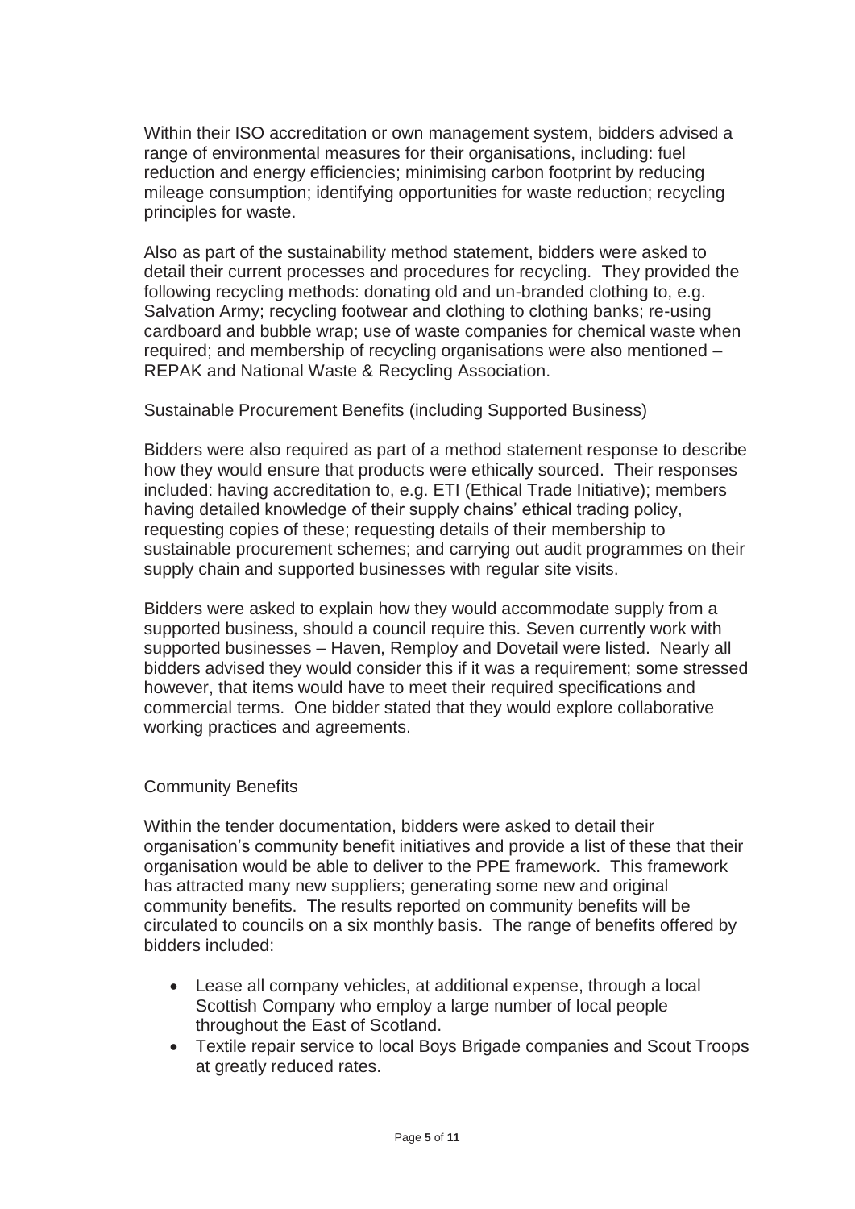Within their ISO accreditation or own management system, bidders advised a range of environmental measures for their organisations, including: fuel reduction and energy efficiencies; minimising carbon footprint by reducing mileage consumption; identifying opportunities for waste reduction; recycling principles for waste.

Also as part of the sustainability method statement, bidders were asked to detail their current processes and procedures for recycling. They provided the following recycling methods: donating old and un-branded clothing to, e.g. Salvation Army; recycling footwear and clothing to clothing banks; re-using cardboard and bubble wrap; use of waste companies for chemical waste when required; and membership of recycling organisations were also mentioned – REPAK and National Waste & Recycling Association.

## Sustainable Procurement Benefits (including Supported Business)

Bidders were also required as part of a method statement response to describe how they would ensure that products were ethically sourced. Their responses included: having accreditation to, e.g. ETI (Ethical Trade Initiative); members having detailed knowledge of their supply chains' ethical trading policy, requesting copies of these; requesting details of their membership to sustainable procurement schemes; and carrying out audit programmes on their supply chain and supported businesses with regular site visits.

Bidders were asked to explain how they would accommodate supply from a supported business, should a council require this. Seven currently work with supported businesses – Haven, Remploy and Dovetail were listed. Nearly all bidders advised they would consider this if it was a requirement; some stressed however, that items would have to meet their required specifications and commercial terms. One bidder stated that they would explore collaborative working practices and agreements.

## Community Benefits

Within the tender documentation, bidders were asked to detail their organisation's community benefit initiatives and provide a list of these that their organisation would be able to deliver to the PPE framework. This framework has attracted many new suppliers; generating some new and original community benefits. The results reported on community benefits will be circulated to councils on a six monthly basis. The range of benefits offered by bidders included:

- Lease all company vehicles, at additional expense, through a local Scottish Company who employ a large number of local people throughout the East of Scotland.
- Textile repair service to local Boys Brigade companies and Scout Troops at greatly reduced rates.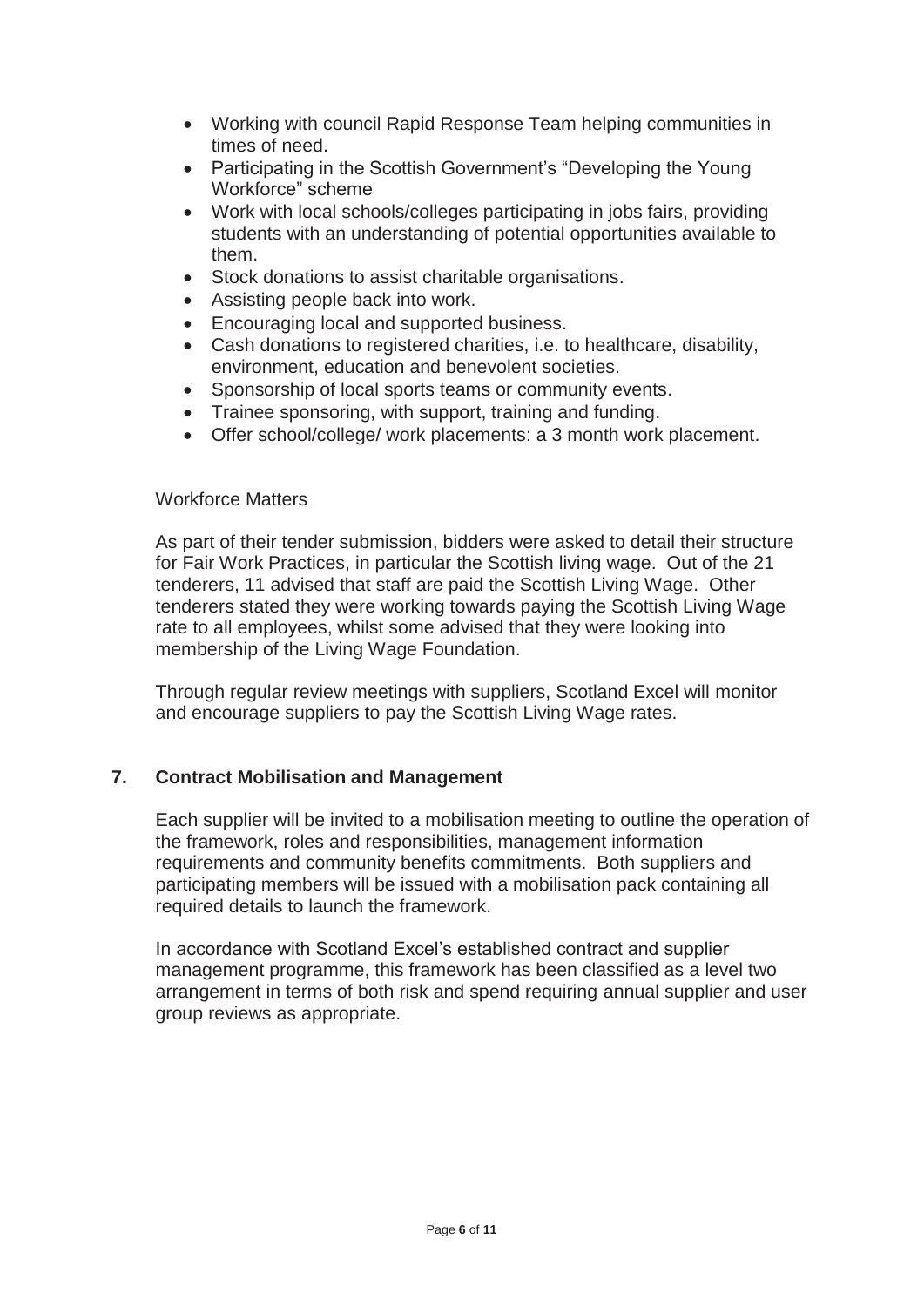- Working with council Rapid Response Team helping communities in times of need.
- Participating in the Scottish Government's "Developing the Young Workforce" scheme
- Work with local schools/colleges participating in jobs fairs, providing students with an understanding of potential opportunities available to them.
- Stock donations to assist charitable organisations.
- Assisting people back into work.
- Encouraging local and supported business.
- Cash donations to registered charities, i.e. to healthcare, disability, environment, education and benevolent societies.
- Sponsorship of local sports teams or community events.
- Trainee sponsoring, with support, training and funding.
- Offer school/college/ work placements: a 3 month work placement.

Workforce Matters

As part of their tender submission, bidders were asked to detail their structure for Fair Work Practices, in particular the Scottish living wage. Out of the 21 tenderers, 11 advised that staff are paid the Scottish Living Wage. Other tenderers stated they were working towards paying the Scottish Living Wage rate to all employees, whilst some advised that they were looking into membership of the Living Wage Foundation.

Through regular review meetings with suppliers, Scotland Excel will monitor and encourage suppliers to pay the Scottish Living Wage rates.

## 7. Contract Mobilisation and Management

Each supplier will be invited to a mobilisation meeting to outline the operation of the framework, roles and responsibilities, management information requirements and community benefits commitments. Both suppliers and participating members will be issued with a mobilisation pack containing all required details to launch the framework.

In accordance with Scotland Excel's established contract and supplier management programme, this framework has been classified as a level two arrangement in terms of both risk and spend requiring annual supplier and user group reviews as appropriate.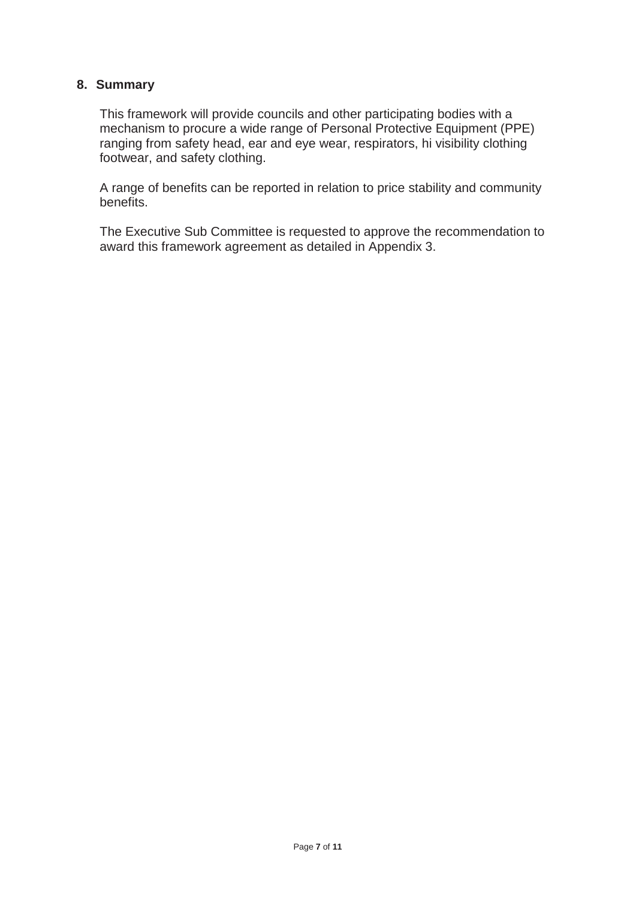## 8. Summary

This framework will provide councils and other participating bodies with a mechanism to procure a wide range of Personal Protective Equipment (PPE) ranging from safety head, ear and eye wear, respirators, hi visibility clothing footwear, and safety clothing.

A range of benefits can be reported in relation to price stability and community benefits.

The Executive Sub Committee is requested to approve the recommendation to award this framework agreement as detailed in Appendix 3.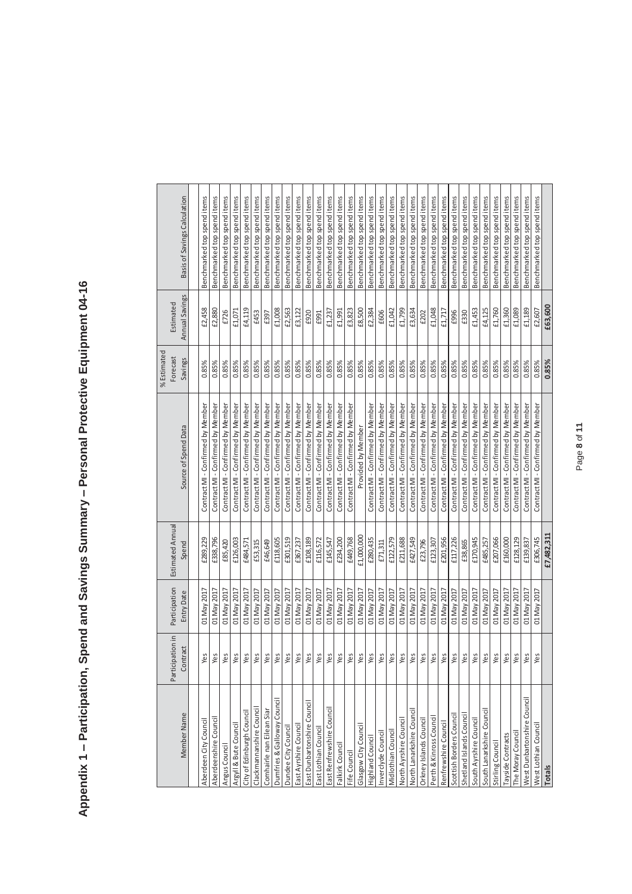# Appendix 1 – Participation, Spend and Savings Summary – Personal Protective Equipment 04-16

| Member Name | Participation in Contract | Participation Entry Date | Estimated Annual Spend | Source of Spend Data | % Estimated Forecast Savings | Estimated Annual Savings | Basis of Savings Calculation |
|---|---|---|---|---|---|---|---|
| Aberdeen City Council | Yes | 01 May 2017 | £289,229 | Contract MI - Confirmed by Member | 0.85% | £2,458 | Benchmarked top spend items |
| Aberdeenshire Council | Yes | 01 May 2017 | £338,796 | Contract MI - Confirmed by Member | 0.85% | £2,880 | Benchmarked top spend items |
| Angus Council | Yes | 01 May 2017 | £85,420 | Contract MI - Confirmed by Member | 0.85% | £726 | Benchmarked top spend items |
| Argyll & Bute Council | Yes | 01 May 2017 | £126,003 | Contract MI - Confirmed by Member | 0.85% | £1,071 | Benchmarked top spend items |
| City of Edinburgh Council | Yes | 01 May 2017 | £484,571 | Contract MI - Confirmed by Member | 0.85% | £4,119 | Benchmarked top spend items |
| Clackmannanshire Council | Yes | 01 May 2017 | £53,315 | Contract MI - Confirmed by Member | 0.85% | £453 | Benchmarked top spend items |
| Comhairle nan Eilean Siar | Yes | 01 May 2017 | £46,649 | Contract MI - Confirmed by Member | 0.85% | £397 | Benchmarked top spend items |
| Dumfries & Galloway Council | Yes | 01 May 2017 | £118,605 | Contract MI - Confirmed by Member | 0.85% | £1,008 | Benchmarked top spend items |
| Dundee City Council | Yes | 01 May 2017 | £301,519 | Contract MI - Confirmed by Member | 0.85% | £2,563 | Benchmarked top spend items |
| East Ayrshire Council | Yes | 01 May 2017 | £367,237 | Contract MI - Confirmed by Member | 0.85% | £3,122 | Benchmarked top spend items |
| East Dunbartonshire Council | Yes | 01 May 2017 | £108,189 | Contract MI - Confirmed by Member | 0.85% | £920 | Benchmarked top spend items |
| East Lothian Council | Yes | 01 May 2017 | £116,572 | Contract MI - Confirmed by Member | 0.85% | £991 | Benchmarked top spend items |
| East Renfrewshire Council | Yes | 01 May 2017 | £145,547 | Contract MI - Confirmed by Member | 0.85% | £1,237 | Benchmarked top spend items |
| Falkirk Council | Yes | 01 May 2017 | £234,200 | Contract MI - Confirmed by Member | 0.85% | £1,991 | Benchmarked top spend items |
| Fife Council | Yes | 01 May 2017 | £449,768 | Contract MI - Confirmed by Member | 0.85% | £3,823 | Benchmarked top spend items |
| Glasgow City Council | Yes | 01 May 2017 | £1,000,000 | Provided by Member | 0.85% | £8,500 | Benchmarked top spend items |
| Highland Council | Yes | 01 May 2017 | £280,435 | Contract MI - Confirmed by Member | 0.85% | £2,384 | Benchmarked top spend items |
| Inverclyde Council | Yes | 01 May 2017 | £71,311 | Contract MI - Confirmed by Member | 0.85% | £606 | Benchmarked top spend items |
| Midlothian Council | Yes | 01 May 2017 | £122,579 | Contract MI - Confirmed by Member | 0.85% | £1,042 | Benchmarked top spend items |
| North Ayrshire Council | Yes | 01 May 2017 | £211,688 | Contract MI - Confirmed by Member | 0.85% | £1,799 | Benchmarked top spend items |
| North Lanarkshire Council | Yes | 01 May 2017 | £427,549 | Contract MI - Confirmed by Member | 0.85% | £3,634 | Benchmarked top spend items |
| Orkney Islands Council | Yes | 01 May 2017 | £23,796 | Contract MI - Confirmed by Member | 0.85% | £202 | Benchmarked top spend items |
| Perth & Kinross Council | Yes | 01 May 2017 | £123,307 | Contract MI - Confirmed by Member | 0.85% | £1,048 | Benchmarked top spend items |
| Renfrewshire Council | Yes | 01 May 2017 | £201,956 | Contract MI - Confirmed by Member | 0.85% | £1,717 | Benchmarked top spend items |
| Scottish Borders Council | Yes | 01 May 2017 | £117,226 | Contract MI - Confirmed by Member | 0.85% | £996 | Benchmarked top spend items |
| Shetland Islands Council | Yes | 01 May 2017 | £38,865 | Contract MI - Confirmed by Member | 0.85% | £330 | Benchmarked top spend items |
| South Ayrshire Council | Yes | 01 May 2017 | £170,945 | Contract MI - Confirmed by Member | 0.85% | £1,453 | Benchmarked top spend items |
| South Lanarkshire Council | Yes | 01 May 2017 | £485,257 | Contract MI - Confirmed by Member | 0.85% | £4,125 | Benchmarked top spend items |
| Stirling Council | Yes | 01 May 2017 | £207,066 | Contract MI - Confirmed by Member | 0.85% | £1,760 | Benchmarked top spend items |
| Tayside Contracts | Yes | 01 May 2017 | £160,000 | Contract MI - Confirmed by Member | 0.85% | £1,360 | Benchmarked top spend items |
| The Moray Council | Yes | 01 May 2017 | £128,129 | Contract MI - Confirmed by Member | 0.85% | £1,089 | Benchmarked top spend items |
| West Dunbartonshire Council | Yes | 01 May 2017 | £139,837 | Contract MI - Confirmed by Member | 0.85% | £1,189 | Benchmarked top spend items |
| West Lothian Council | Yes | 01 May 2017 | £306,745 | Contract MI - Confirmed by Member | 0.85% | £2,607 | Benchmarked top spend items |
| **Totals** | | | **£7,482,311** | | **0.85%** | **£63,600** | |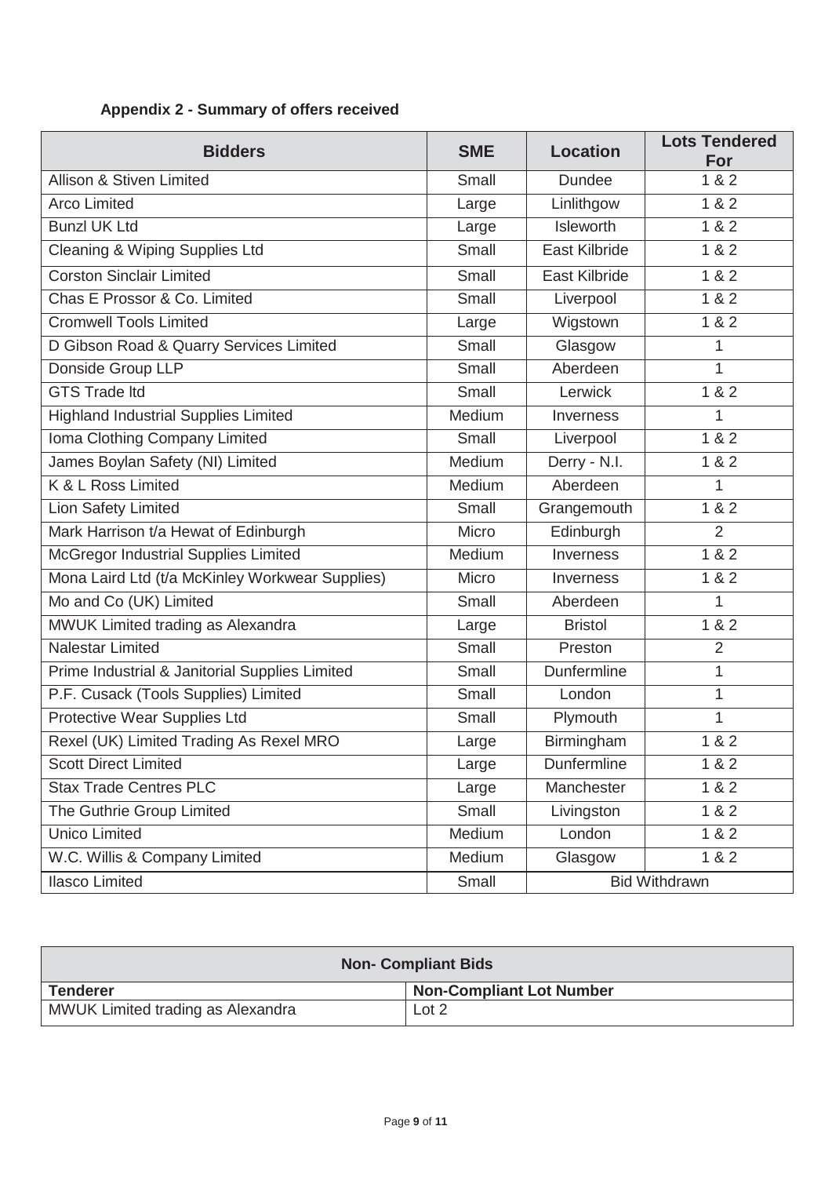## Appendix 2 - Summary of offers received

| Bidders | SME | Location | Lots Tendered For |
|---|---|---|---|
| Allison & Stiven Limited | Small | Dundee | 1 & 2 |
| Arco Limited | Large | Linlithgow | 1 & 2 |
| Bunzl UK Ltd | Large | Isleworth | 1 & 2 |
| Cleaning & Wiping Supplies Ltd | Small | East Kilbride | 1 & 2 |
| Corston Sinclair Limited | Small | East Kilbride | 1 & 2 |
| Chas E Prossor & Co. Limited | Small | Liverpool | 1 & 2 |
| Cromwell Tools Limited | Large | Wigstown | 1 & 2 |
| D Gibson Road & Quarry Services Limited | Small | Glasgow | 1 |
| Donside Group LLP | Small | Aberdeen | 1 |
| GTS Trade ltd | Small | Lerwick | 1 & 2 |
| Highland Industrial Supplies Limited | Medium | Inverness | 1 |
| Ioma Clothing Company Limited | Small | Liverpool | 1 & 2 |
| James Boylan Safety (NI) Limited | Medium | Derry - N.I. | 1 & 2 |
| K & L Ross Limited | Medium | Aberdeen | 1 |
| Lion Safety Limited | Small | Grangemouth | 1 & 2 |
| Mark Harrison t/a Hewat of Edinburgh | Micro | Edinburgh | 2 |
| McGregor Industrial Supplies Limited | Medium | Inverness | 1 & 2 |
| Mona Laird Ltd (t/a McKinley Workwear Supplies) | Micro | Inverness | 1 & 2 |
| Mo and Co (UK) Limited | Small | Aberdeen | 1 |
| MWUK Limited trading as Alexandra | Large | Bristol | 1 & 2 |
| Nalestar Limited | Small | Preston | 2 |
| Prime Industrial & Janitorial Supplies Limited | Small | Dunfermline | 1 |
| P.F. Cusack (Tools Supplies) Limited | Small | London | 1 |
| Protective Wear Supplies Ltd | Small | Plymouth | 1 |
| Rexel (UK) Limited Trading As Rexel MRO | Large | Birmingham | 1 & 2 |
| Scott Direct Limited | Large | Dunfermline | 1 & 2 |
| Stax Trade Centres PLC | Large | Manchester | 1 & 2 |
| The Guthrie Group Limited | Small | Livingston | 1 & 2 |
| Unico Limited | Medium | London | 1 & 2 |
| W.C. Willis & Company Limited | Medium | Glasgow | 1 & 2 |
| Ilasco Limited | Small | Bid Withdrawn | |

| Non- Compliant Bids | |
|---|---|
| **Tenderer** | **Non-Compliant Lot Number** |
| MWUK Limited trading as Alexandra | Lot 2 |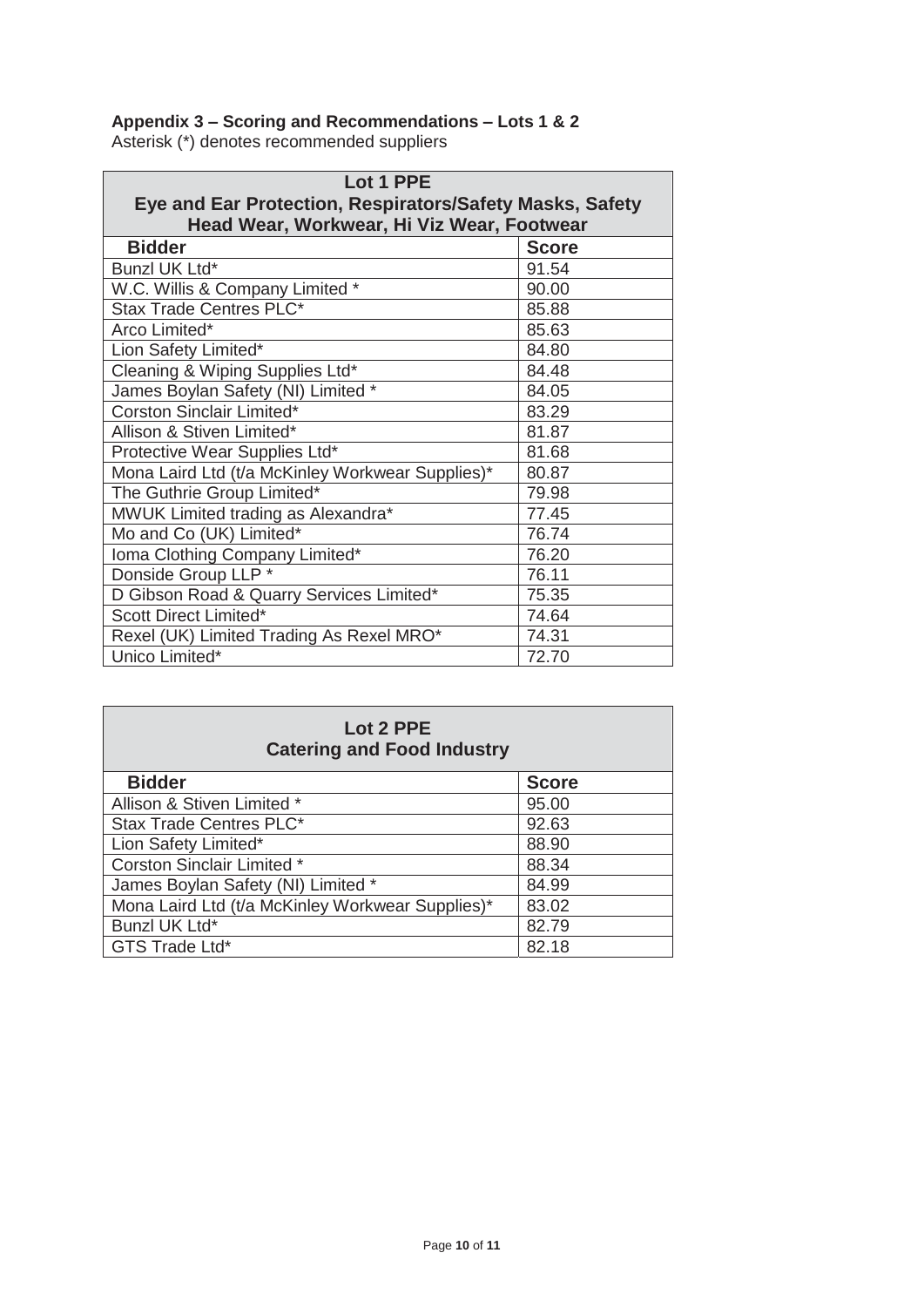**Appendix 3 – Scoring and Recommendations – Lots 1 & 2**
Asterisk (*) denotes recommended suppliers

| Lot 1 PPE<br>Eye and Ear Protection, Respirators/Safety Masks, Safety Head Wear, Workwear, Hi Viz Wear, Footwear | |
|---|---|
| **Bidder** | **Score** |
| Bunzl UK Ltd* | 91.54 |
| W.C. Willis & Company Limited * | 90.00 |
| Stax Trade Centres PLC* | 85.88 |
| Arco Limited* | 85.63 |
| Lion Safety Limited* | 84.80 |
| Cleaning & Wiping Supplies Ltd* | 84.48 |
| James Boylan Safety (NI) Limited * | 84.05 |
| Corston Sinclair Limited* | 83.29 |
| Allison & Stiven Limited* | 81.87 |
| Protective Wear Supplies Ltd* | 81.68 |
| Mona Laird Ltd (t/a McKinley Workwear Supplies)* | 80.87 |
| The Guthrie Group Limited* | 79.98 |
| MWUK Limited trading as Alexandra* | 77.45 |
| Mo and Co (UK) Limited* | 76.74 |
| Ioma Clothing Company Limited* | 76.20 |
| Donside Group LLP * | 76.11 |
| D Gibson Road & Quarry Services Limited* | 75.35 |
| Scott Direct Limited* | 74.64 |
| Rexel (UK) Limited Trading As Rexel MRO* | 74.31 |
| Unico Limited* | 72.70 |

| Lot 2 PPE<br>Catering and Food Industry | |
|---|---|
| **Bidder** | **Score** |
| Allison & Stiven Limited * | 95.00 |
| Stax Trade Centres PLC* | 92.63 |
| Lion Safety Limited* | 88.90 |
| Corston Sinclair Limited * | 88.34 |
| James Boylan Safety (NI) Limited * | 84.99 |
| Mona Laird Ltd (t/a McKinley Workwear Supplies)* | 83.02 |
| Bunzl UK Ltd* | 82.79 |
| GTS Trade Ltd* | 82.18 |